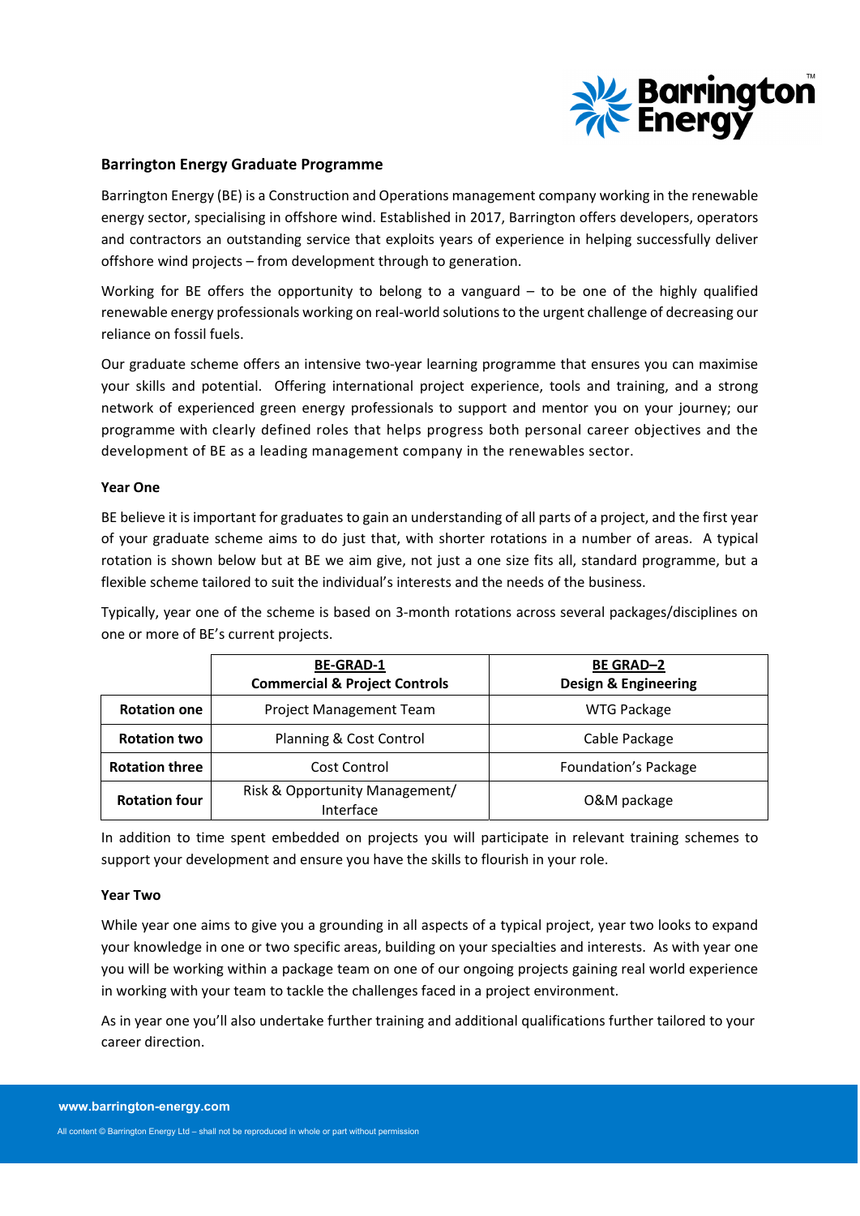## Barrington Energy Graduate Programme

Barrington Energy (BE) is a Construction and Operations management company working in the renewable energy sector, specialising in offshore wind. Established in 2017, Barrington offers developers, operators and contractors an outstanding service that exploits years of experience in helping successfully deliver offshore wind projects – from development through to generation.

Working for BE offers the opportunity to belong to a vanguard – to be one of the highly qualified renewable energy professionals working on real-world solutions to the urgent challenge of decreasing our reliance on fossil fuels.

Our graduate scheme offers an intensive two-year learning programme that ensures you can maximise your skills and potential. Offering international project experience, tools and training, and a strong network of experienced green energy professionals to support and mentor you on your journey; our programme with clearly defined roles that helps progress both personal career objectives and the development of BE as a leading management company in the renewables sector.

### Year One

BE believe it is important for graduates to gain an understanding of all parts of a project, and the first year of your graduate scheme aims to do just that, with shorter rotations in a number of areas. A typical rotation is shown below but at BE we aim give, not just a one size fits all, standard programme, but a flexible scheme tailored to suit the individual's interests and the needs of the business.

Typically, year one of the scheme is based on 3-month rotations across several packages/disciplines on one or more of BE's current projects.

| | **BE-GRAD-1** **Commercial & Project Controls** | **BE GRAD–2** **Design & Engineering** |
|---|---|---|
| **Rotation one** | Project Management Team | WTG Package |
| **Rotation two** | Planning & Cost Control | Cable Package |
| **Rotation three** | Cost Control | Foundation's Package |
| **Rotation four** | Risk & Opportunity Management/ Interface | O&M package |

In addition to time spent embedded on projects you will participate in relevant training schemes to support your development and ensure you have the skills to flourish in your role.

### Year Two

While year one aims to give you a grounding in all aspects of a typical project, year two looks to expand your knowledge in one or two specific areas, building on your specialties and interests. As with year one you will be working within a package team on one of our ongoing projects gaining real world experience in working with your team to tackle the challenges faced in a project environment.

As in year one you'll also undertake further training and additional qualifications further tailored to your career direction.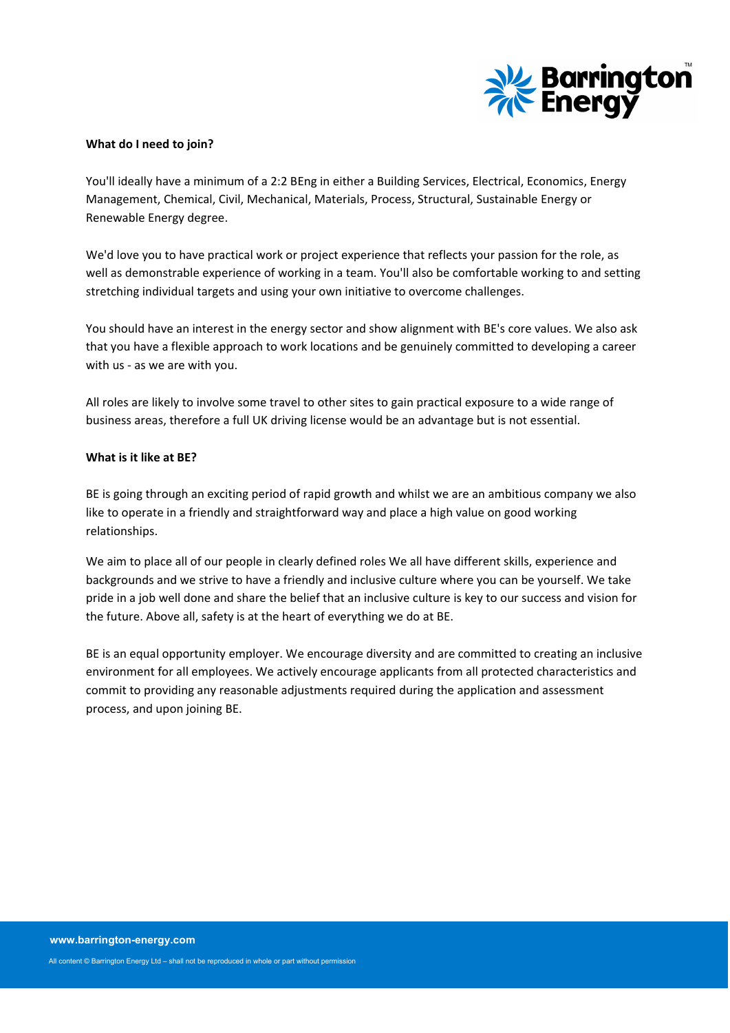**What do I need to join?**

You'll ideally have a minimum of a 2:2 BEng in either a Building Services, Electrical, Economics, Energy Management, Chemical, Civil, Mechanical, Materials, Process, Structural, Sustainable Energy or Renewable Energy degree.

We'd love you to have practical work or project experience that reflects your passion for the role, as well as demonstrable experience of working in a team. You'll also be comfortable working to and setting stretching individual targets and using your own initiative to overcome challenges.

You should have an interest in the energy sector and show alignment with BE's core values. We also ask that you have a flexible approach to work locations and be genuinely committed to developing a career with us - as we are with you.

All roles are likely to involve some travel to other sites to gain practical exposure to a wide range of business areas, therefore a full UK driving license would be an advantage but is not essential.

**What is it like at BE?**

BE is going through an exciting period of rapid growth and whilst we are an ambitious company we also like to operate in a friendly and straightforward way and place a high value on good working relationships.

We aim to place all of our people in clearly defined roles We all have different skills, experience and backgrounds and we strive to have a friendly and inclusive culture where you can be yourself. We take pride in a job well done and share the belief that an inclusive culture is key to our success and vision for the future. Above all, safety is at the heart of everything we do at BE.

BE is an equal opportunity employer. We encourage diversity and are committed to creating an inclusive environment for all employees. We actively encourage applicants from all protected characteristics and commit to providing any reasonable adjustments required during the application and assessment process, and upon joining BE.